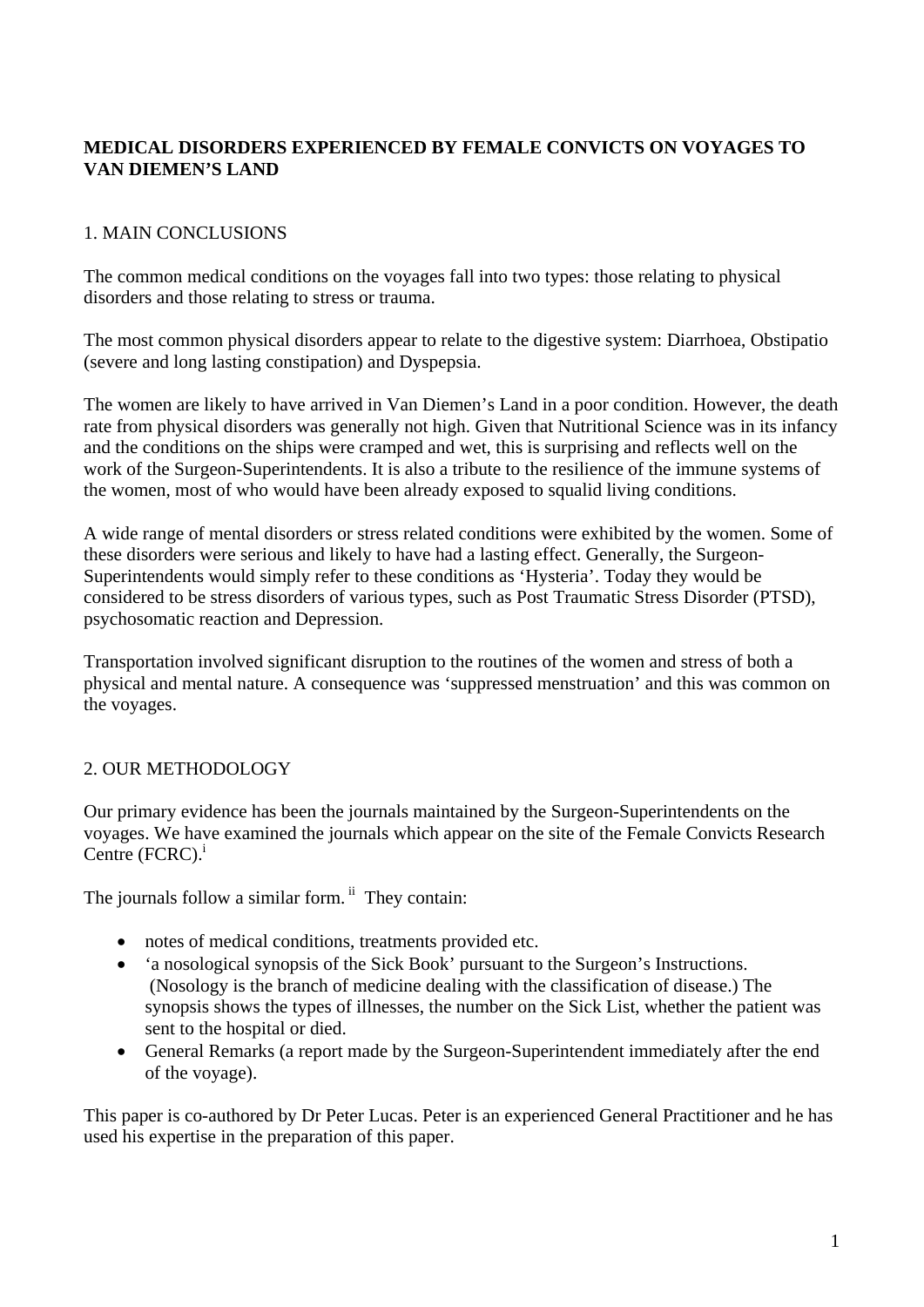# MEDICAL DISORDERS EXPERIENCED BY FEMALE CONVICTS ON VOYAGES TO VAN DIEMEN'S LAND

## 1. MAIN CONCLUSIONS

The common medical conditions on the voyages fall into two types: those relating to physical disorders and those relating to stress or trauma.

The most common physical disorders appear to relate to the digestive system: Diarrhoea, Obstipatio (severe and long lasting constipation) and Dyspepsia.

The women are likely to have arrived in Van Diemen's Land in a poor condition. However, the death rate from physical disorders was generally not high. Given that Nutritional Science was in its infancy and the conditions on the ships were cramped and wet, this is surprising and reflects well on the work of the Surgeon-Superintendents. It is also a tribute to the resilience of the immune systems of the women, most of who would have been already exposed to squalid living conditions.

A wide range of mental disorders or stress related conditions were exhibited by the women. Some of these disorders were serious and likely to have had a lasting effect. Generally, the Surgeon-Superintendents would simply refer to these conditions as 'Hysteria'. Today they would be considered to be stress disorders of various types, such as Post Traumatic Stress Disorder (PTSD), psychosomatic reaction and Depression.

Transportation involved significant disruption to the routines of the women and stress of both a physical and mental nature. A consequence was 'suppressed menstruation' and this was common on the voyages.

## 2. OUR METHODOLOGY

Our primary evidence has been the journals maintained by the Surgeon-Superintendents on the voyages. We have examined the journals which appear on the site of the Female Convicts Research Centre (FCRC).[i]

The journals follow a similar form.[ii] They contain:

- notes of medical conditions, treatments provided etc.
- 'a nosological synopsis of the Sick Book' pursuant to the Surgeon's Instructions. (Nosology is the branch of medicine dealing with the classification of disease.) The synopsis shows the types of illnesses, the number on the Sick List, whether the patient was sent to the hospital or died.
- General Remarks (a report made by the Surgeon-Superintendent immediately after the end of the voyage).

This paper is co-authored by Dr Peter Lucas. Peter is an experienced General Practitioner and he has used his expertise in the preparation of this paper.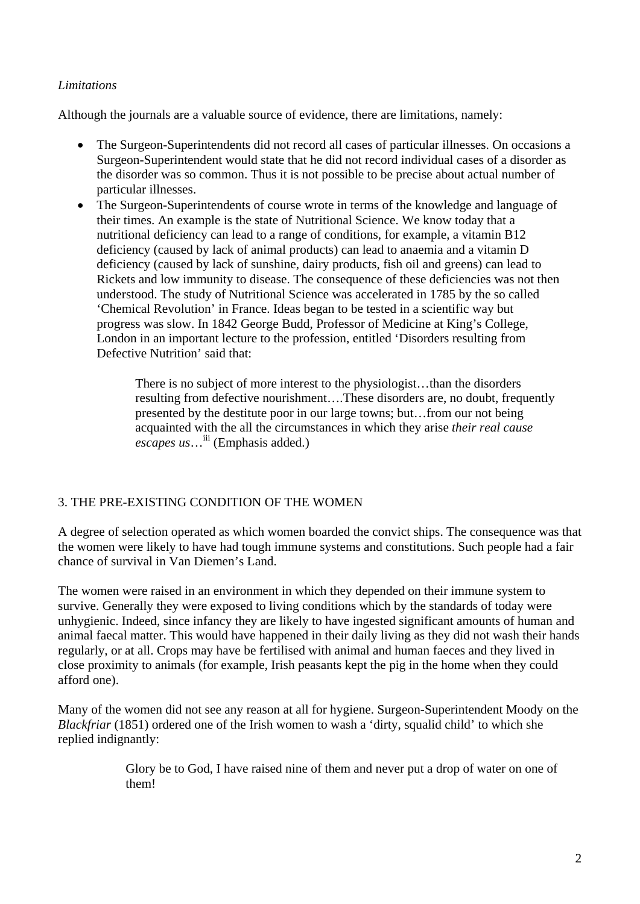*Limitations*

Although the journals are a valuable source of evidence, there are limitations, namely:

- The Surgeon-Superintendents did not record all cases of particular illnesses. On occasions a Surgeon-Superintendent would state that he did not record individual cases of a disorder as the disorder was so common. Thus it is not possible to be precise about actual number of particular illnesses.
- The Surgeon-Superintendents of course wrote in terms of the knowledge and language of their times. An example is the state of Nutritional Science. We know today that a nutritional deficiency can lead to a range of conditions, for example, a vitamin B12 deficiency (caused by lack of animal products) can lead to anaemia and a vitamin D deficiency (caused by lack of sunshine, dairy products, fish oil and greens) can lead to Rickets and low immunity to disease. The consequence of these deficiencies was not then understood. The study of Nutritional Science was accelerated in 1785 by the so called 'Chemical Revolution' in France. Ideas began to be tested in a scientific way but progress was slow. In 1842 George Budd, Professor of Medicine at King's College, London in an important lecture to the profession, entitled 'Disorders resulting from Defective Nutrition' said that:

> There is no subject of more interest to the physiologist…than the disorders resulting from defective nourishment….These disorders are, no doubt, frequently presented by the destitute poor in our large towns; but…from our not being acquainted with the all the circumstances in which they arise *their real cause escapes us*…[iii] (Emphasis added.)

## 3. THE PRE-EXISTING CONDITION OF THE WOMEN

A degree of selection operated as which women boarded the convict ships. The consequence was that the women were likely to have had tough immune systems and constitutions. Such people had a fair chance of survival in Van Diemen's Land.

The women were raised in an environment in which they depended on their immune system to survive. Generally they were exposed to living conditions which by the standards of today were unhygienic. Indeed, since infancy they are likely to have ingested significant amounts of human and animal faecal matter. This would have happened in their daily living as they did not wash their hands regularly, or at all. Crops may have be fertilised with animal and human faeces and they lived in close proximity to animals (for example, Irish peasants kept the pig in the home when they could afford one).

Many of the women did not see any reason at all for hygiene. Surgeon-Superintendent Moody on the *Blackfriar* (1851) ordered one of the Irish women to wash a 'dirty, squalid child' to which she replied indignantly:

> Glory be to God, I have raised nine of them and never put a drop of water on one of them!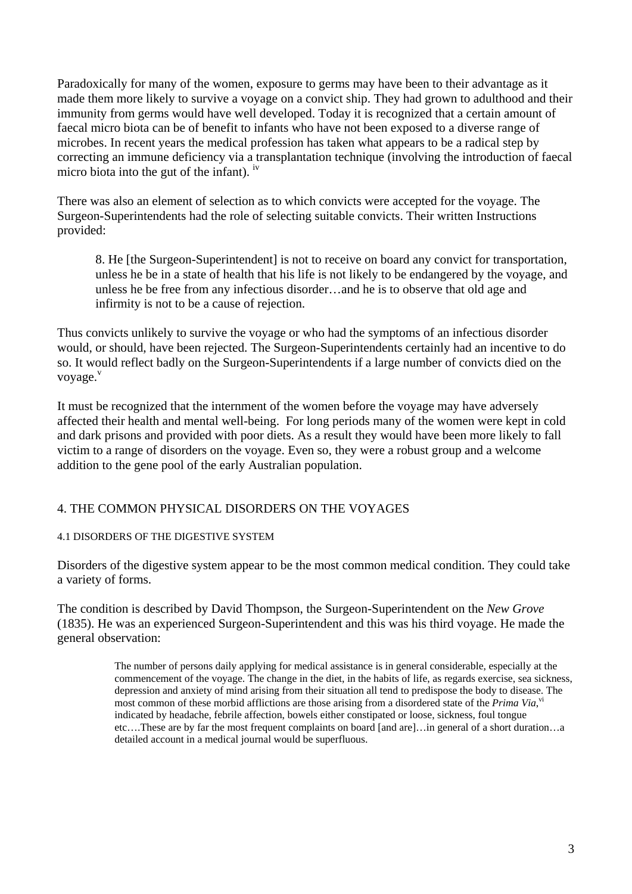Paradoxically for many of the women, exposure to germs may have been to their advantage as it made them more likely to survive a voyage on a convict ship. They had grown to adulthood and their immunity from germs would have well developed. Today it is recognized that a certain amount of faecal micro biota can be of benefit to infants who have not been exposed to a diverse range of microbes. In recent years the medical profession has taken what appears to be a radical step by correcting an immune deficiency via a transplantation technique (involving the introduction of faecal micro biota into the gut of the infant). [iv]

There was also an element of selection as to which convicts were accepted for the voyage. The Surgeon-Superintendents had the role of selecting suitable convicts. Their written Instructions provided:

> 8. He [the Surgeon-Superintendent] is not to receive on board any convict for transportation, unless he be in a state of health that his life is not likely to be endangered by the voyage, and unless he be free from any infectious disorder…and he is to observe that old age and infirmity is not to be a cause of rejection.

Thus convicts unlikely to survive the voyage or who had the symptoms of an infectious disorder would, or should, have been rejected. The Surgeon-Superintendents certainly had an incentive to do so. It would reflect badly on the Surgeon-Superintendents if a large number of convicts died on the voyage.[v]

It must be recognized that the internment of the women before the voyage may have adversely affected their health and mental well-being. For long periods many of the women were kept in cold and dark prisons and provided with poor diets. As a result they would have been more likely to fall victim to a range of disorders on the voyage. Even so, they were a robust group and a welcome addition to the gene pool of the early Australian population.

## 4. THE COMMON PHYSICAL DISORDERS ON THE VOYAGES

### 4.1 DISORDERS OF THE DIGESTIVE SYSTEM

Disorders of the digestive system appear to be the most common medical condition. They could take a variety of forms.

The condition is described by David Thompson, the Surgeon-Superintendent on the *New Grove* (1835). He was an experienced Surgeon-Superintendent and this was his third voyage. He made the general observation:

> The number of persons daily applying for medical assistance is in general considerable, especially at the commencement of the voyage. The change in the diet, in the habits of life, as regards exercise, sea sickness, depression and anxiety of mind arising from their situation all tend to predispose the body to disease. The most common of these morbid afflictions are those arising from a disordered state of the *Prima Via*,[vi] indicated by headache, febrile affection, bowels either constipated or loose, sickness, foul tongue etc….These are by far the most frequent complaints on board [and are]…in general of a short duration…a detailed account in a medical journal would be superfluous.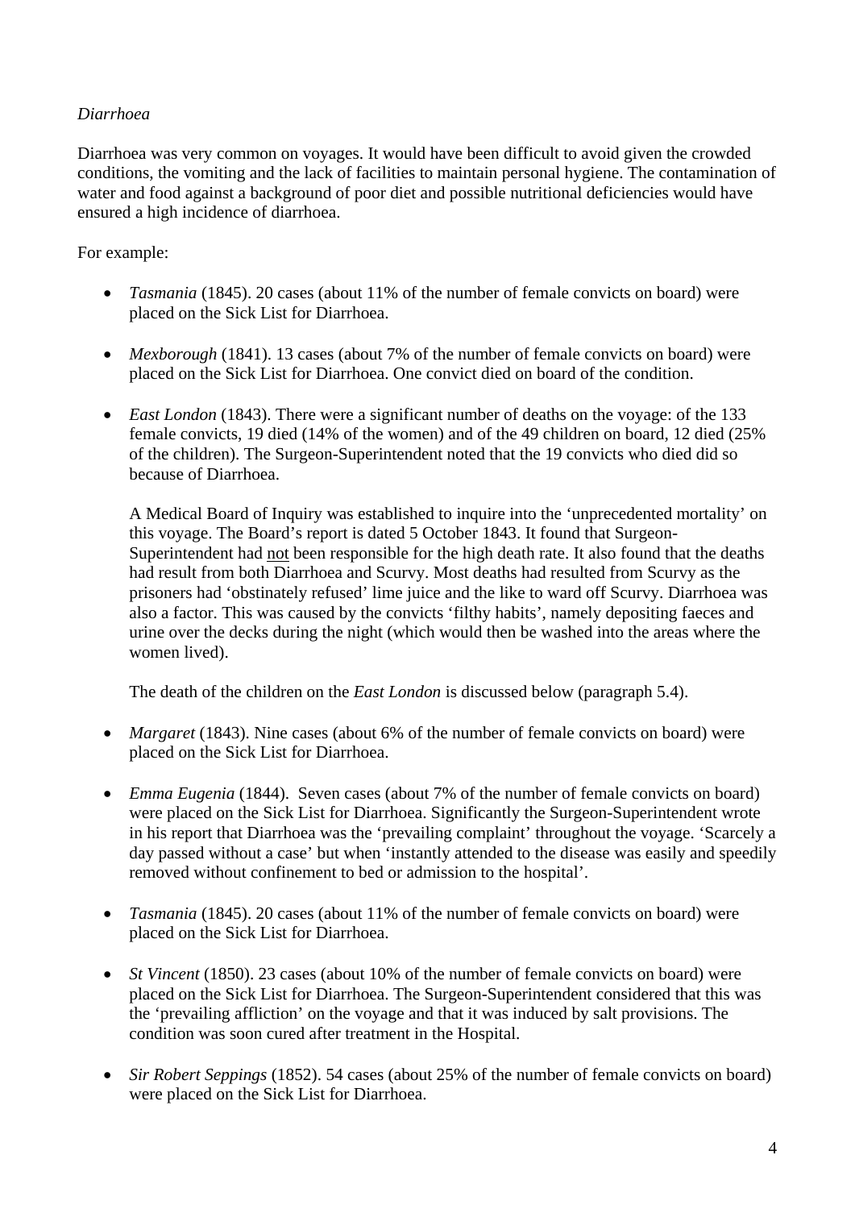*Diarrhoea*

Diarrhoea was very common on voyages. It would have been difficult to avoid given the crowded conditions, the vomiting and the lack of facilities to maintain personal hygiene. The contamination of water and food against a background of poor diet and possible nutritional deficiencies would have ensured a high incidence of diarrhoea.

For example:

- *Tasmania* (1845). 20 cases (about 11% of the number of female convicts on board) were placed on the Sick List for Diarrhoea.

- *Mexborough* (1841). 13 cases (about 7% of the number of female convicts on board) were placed on the Sick List for Diarrhoea. One convict died on board of the condition.

- *East London* (1843). There were a significant number of deaths on the voyage: of the 133 female convicts, 19 died (14% of the women) and of the 49 children on board, 12 died (25% of the children). The Surgeon-Superintendent noted that the 19 convicts who died did so because of Diarrhoea.

  A Medical Board of Inquiry was established to inquire into the 'unprecedented mortality' on this voyage. The Board's report is dated 5 October 1843. It found that Surgeon-Superintendent had <u>not</u> been responsible for the high death rate. It also found that the deaths had result from both Diarrhoea and Scurvy. Most deaths had resulted from Scurvy as the prisoners had 'obstinately refused' lime juice and the like to ward off Scurvy. Diarrhoea was also a factor. This was caused by the convicts 'filthy habits', namely depositing faeces and urine over the decks during the night (which would then be washed into the areas where the women lived).

  The death of the children on the *East London* is discussed below (paragraph 5.4).

- *Margaret* (1843). Nine cases (about 6% of the number of female convicts on board) were placed on the Sick List for Diarrhoea.

- *Emma Eugenia* (1844). Seven cases (about 7% of the number of female convicts on board) were placed on the Sick List for Diarrhoea. Significantly the Surgeon-Superintendent wrote in his report that Diarrhoea was the 'prevailing complaint' throughout the voyage. 'Scarcely a day passed without a case' but when 'instantly attended to the disease was easily and speedily removed without confinement to bed or admission to the hospital'.

- *Tasmania* (1845). 20 cases (about 11% of the number of female convicts on board) were placed on the Sick List for Diarrhoea.

- *St Vincent* (1850). 23 cases (about 10% of the number of female convicts on board) were placed on the Sick List for Diarrhoea. The Surgeon-Superintendent considered that this was the 'prevailing affliction' on the voyage and that it was induced by salt provisions. The condition was soon cured after treatment in the Hospital.

- *Sir Robert Seppings* (1852). 54 cases (about 25% of the number of female convicts on board) were placed on the Sick List for Diarrhoea.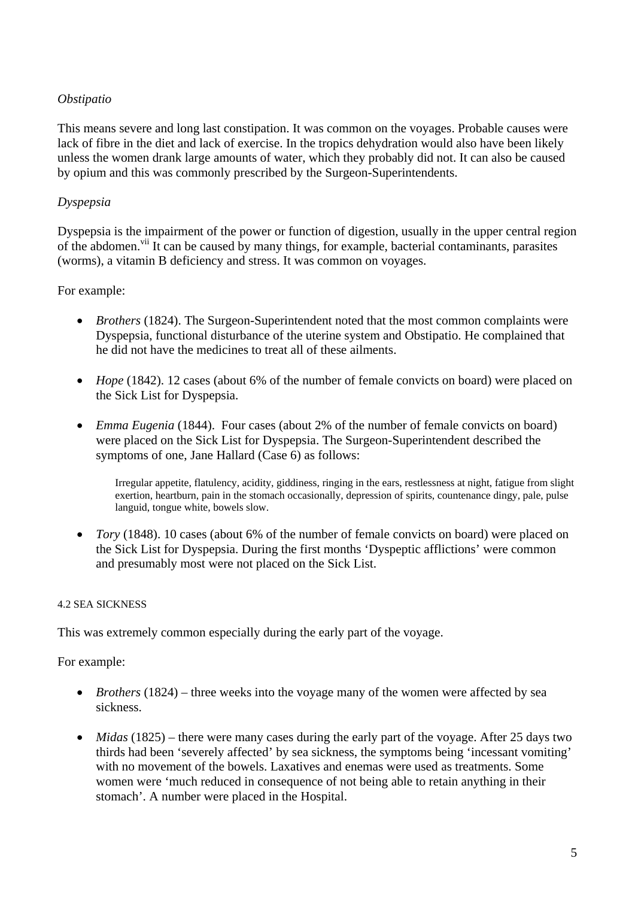*Obstipatio*

This means severe and long last constipation. It was common on the voyages. Probable causes were lack of fibre in the diet and lack of exercise. In the tropics dehydration would also have been likely unless the women drank large amounts of water, which they probably did not. It can also be caused by opium and this was commonly prescribed by the Surgeon-Superintendents.

*Dyspepsia*

Dyspepsia is the impairment of the power or function of digestion, usually in the upper central region of the abdomen.[vii] It can be caused by many things, for example, bacterial contaminants, parasites (worms), a vitamin B deficiency and stress. It was common on voyages.

For example:

- *Brothers* (1824). The Surgeon-Superintendent noted that the most common complaints were Dyspepsia, functional disturbance of the uterine system and Obstipatio. He complained that he did not have the medicines to treat all of these ailments.

- *Hope* (1842). 12 cases (about 6% of the number of female convicts on board) were placed on the Sick List for Dyspepsia.

- *Emma Eugenia* (1844). Four cases (about 2% of the number of female convicts on board) were placed on the Sick List for Dyspepsia. The Surgeon-Superintendent described the symptoms of one, Jane Hallard (Case 6) as follows:

  > Irregular appetite, flatulency, acidity, giddiness, ringing in the ears, restlessness at night, fatigue from slight exertion, heartburn, pain in the stomach occasionally, depression of spirits, countenance dingy, pale, pulse languid, tongue white, bowels slow.

- *Tory* (1848). 10 cases (about 6% of the number of female convicts on board) were placed on the Sick List for Dyspepsia. During the first months 'Dyspeptic afflictions' were common and presumably most were not placed on the Sick List.

#### 4.2 SEA SICKNESS

This was extremely common especially during the early part of the voyage.

For example:

- *Brothers* (1824) – three weeks into the voyage many of the women were affected by sea sickness.

- *Midas* (1825) – there were many cases during the early part of the voyage. After 25 days two thirds had been 'severely affected' by sea sickness, the symptoms being 'incessant vomiting' with no movement of the bowels. Laxatives and enemas were used as treatments. Some women were 'much reduced in consequence of not being able to retain anything in their stomach'. A number were placed in the Hospital.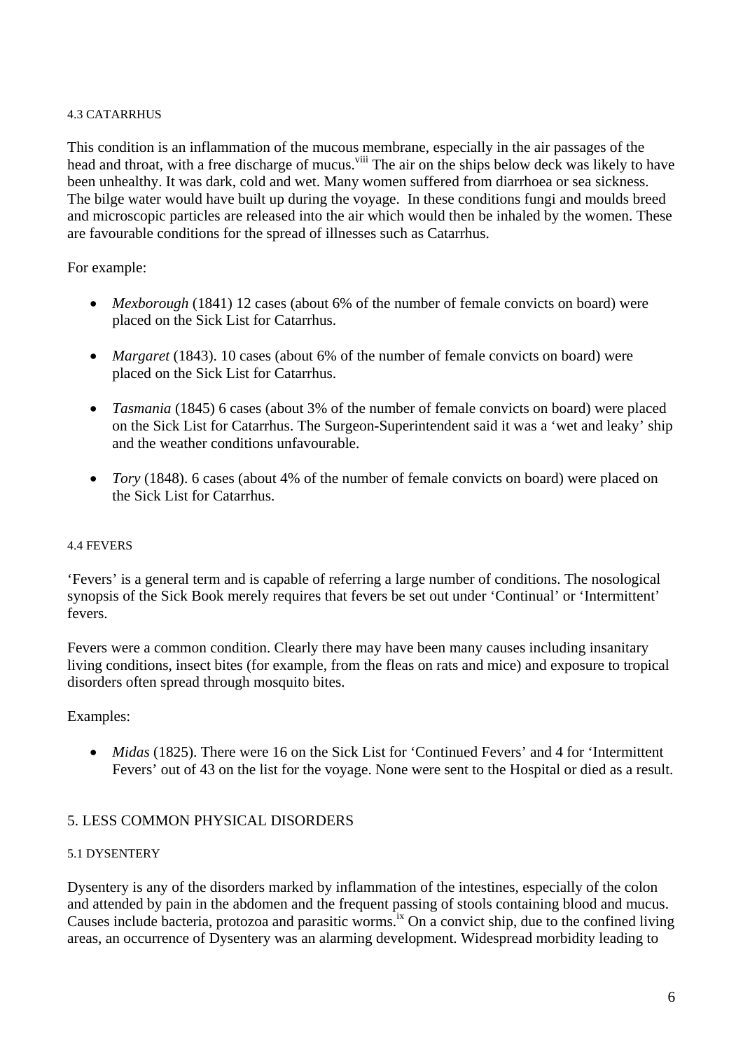#### 4.3 CATARRHUS

This condition is an inflammation of the mucous membrane, especially in the air passages of the head and throat, with a free discharge of mucus.[viii] The air on the ships below deck was likely to have been unhealthy. It was dark, cold and wet. Many women suffered from diarrhoea or sea sickness. The bilge water would have built up during the voyage. In these conditions fungi and moulds breed and microscopic particles are released into the air which would then be inhaled by the women. These are favourable conditions for the spread of illnesses such as Catarrhus.

For example:

- *Mexborough* (1841) 12 cases (about 6% of the number of female convicts on board) were placed on the Sick List for Catarrhus.

- *Margaret* (1843). 10 cases (about 6% of the number of female convicts on board) were placed on the Sick List for Catarrhus.

- *Tasmania* (1845) 6 cases (about 3% of the number of female convicts on board) were placed on the Sick List for Catarrhus. The Surgeon-Superintendent said it was a 'wet and leaky' ship and the weather conditions unfavourable.

- *Tory* (1848). 6 cases (about 4% of the number of female convicts on board) were placed on the Sick List for Catarrhus.

#### 4.4 FEVERS

'Fevers' is a general term and is capable of referring a large number of conditions. The nosological synopsis of the Sick Book merely requires that fevers be set out under 'Continual' or 'Intermittent' fevers.

Fevers were a common condition. Clearly there may have been many causes including insanitary living conditions, insect bites (for example, from the fleas on rats and mice) and exposure to tropical disorders often spread through mosquito bites.

Examples:

- *Midas* (1825). There were 16 on the Sick List for 'Continued Fevers' and 4 for 'Intermittent Fevers' out of 43 on the list for the voyage. None were sent to the Hospital or died as a result.

## 5. LESS COMMON PHYSICAL DISORDERS

#### 5.1 DYSENTERY

Dysentery is any of the disorders marked by inflammation of the intestines, especially of the colon and attended by pain in the abdomen and the frequent passing of stools containing blood and mucus. Causes include bacteria, protozoa and parasitic worms.[ix] On a convict ship, due to the confined living areas, an occurrence of Dysentery was an alarming development. Widespread morbidity leading to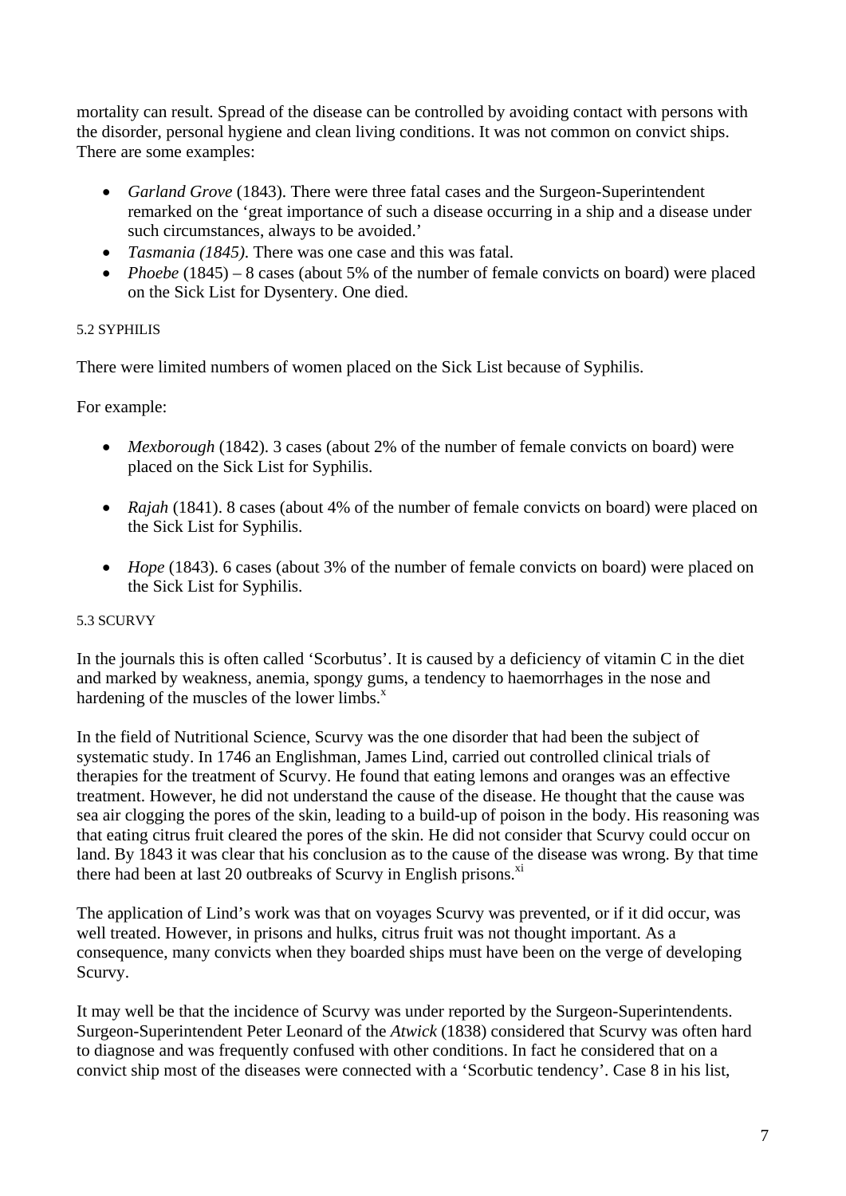mortality can result. Spread of the disease can be controlled by avoiding contact with persons with the disorder, personal hygiene and clean living conditions. It was not common on convict ships. There are some examples:

- *Garland Grove* (1843). There were three fatal cases and the Surgeon-Superintendent remarked on the 'great importance of such a disease occurring in a ship and a disease under such circumstances, always to be avoided.'
- *Tasmania (1845).* There was one case and this was fatal.
- *Phoebe* (1845) – 8 cases (about 5% of the number of female convicts on board) were placed on the Sick List for Dysentery. One died.

### 5.2 SYPHILIS

There were limited numbers of women placed on the Sick List because of Syphilis.

For example:

- *Mexborough* (1842). 3 cases (about 2% of the number of female convicts on board) were placed on the Sick List for Syphilis.

- *Rajah* (1841). 8 cases (about 4% of the number of female convicts on board) were placed on the Sick List for Syphilis.

- *Hope* (1843). 6 cases (about 3% of the number of female convicts on board) were placed on the Sick List for Syphilis.

### 5.3 SCURVY

In the journals this is often called 'Scorbutus'. It is caused by a deficiency of vitamin C in the diet and marked by weakness, anemia, spongy gums, a tendency to haemorrhages in the nose and hardening of the muscles of the lower limbs.[x]

In the field of Nutritional Science, Scurvy was the one disorder that had been the subject of systematic study. In 1746 an Englishman, James Lind, carried out controlled clinical trials of therapies for the treatment of Scurvy. He found that eating lemons and oranges was an effective treatment. However, he did not understand the cause of the disease. He thought that the cause was sea air clogging the pores of the skin, leading to a build-up of poison in the body. His reasoning was that eating citrus fruit cleared the pores of the skin. He did not consider that Scurvy could occur on land. By 1843 it was clear that his conclusion as to the cause of the disease was wrong. By that time there had been at last 20 outbreaks of Scurvy in English prisons.[xi]

The application of Lind's work was that on voyages Scurvy was prevented, or if it did occur, was well treated. However, in prisons and hulks, citrus fruit was not thought important. As a consequence, many convicts when they boarded ships must have been on the verge of developing Scurvy.

It may well be that the incidence of Scurvy was under reported by the Surgeon-Superintendents. Surgeon-Superintendent Peter Leonard of the *Atwick* (1838) considered that Scurvy was often hard to diagnose and was frequently confused with other conditions. In fact he considered that on a convict ship most of the diseases were connected with a 'Scorbutic tendency'. Case 8 in his list,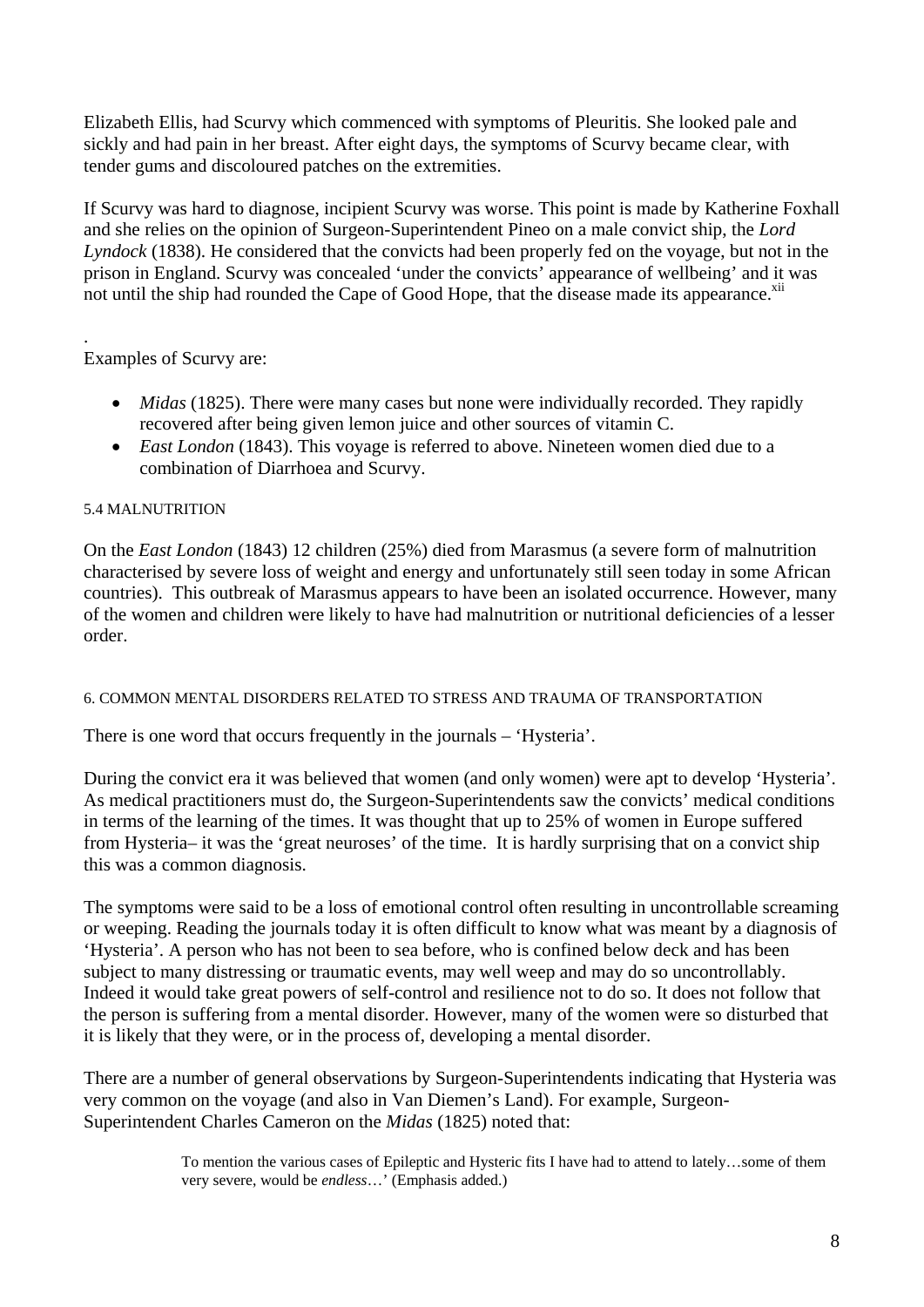Elizabeth Ellis, had Scurvy which commenced with symptoms of Pleuritis. She looked pale and sickly and had pain in her breast. After eight days, the symptoms of Scurvy became clear, with tender gums and discoloured patches on the extremities.

If Scurvy was hard to diagnose, incipient Scurvy was worse. This point is made by Katherine Foxhall and she relies on the opinion of Surgeon-Superintendent Pineo on a male convict ship, the *Lord Lyndock* (1838). He considered that the convicts had been properly fed on the voyage, but not in the prison in England. Scurvy was concealed 'under the convicts' appearance of wellbeing' and it was not until the ship had rounded the Cape of Good Hope, that the disease made its appearance.[xii]

.

Examples of Scurvy are:

- *Midas* (1825). There were many cases but none were individually recorded. They rapidly recovered after being given lemon juice and other sources of vitamin C.
- *East London* (1843). This voyage is referred to above. Nineteen women died due to a combination of Diarrhoea and Scurvy.

### 5.4 MALNUTRITION

On the *East London* (1843) 12 children (25%) died from Marasmus (a severe form of malnutrition characterised by severe loss of weight and energy and unfortunately still seen today in some African countries). This outbreak of Marasmus appears to have been an isolated occurrence. However, many of the women and children were likely to have had malnutrition or nutritional deficiencies of a lesser order.

## 6. COMMON MENTAL DISORDERS RELATED TO STRESS AND TRAUMA OF TRANSPORTATION

There is one word that occurs frequently in the journals – 'Hysteria'.

During the convict era it was believed that women (and only women) were apt to develop 'Hysteria'. As medical practitioners must do, the Surgeon-Superintendents saw the convicts' medical conditions in terms of the learning of the times. It was thought that up to 25% of women in Europe suffered from Hysteria– it was the 'great neuroses' of the time. It is hardly surprising that on a convict ship this was a common diagnosis.

The symptoms were said to be a loss of emotional control often resulting in uncontrollable screaming or weeping. Reading the journals today it is often difficult to know what was meant by a diagnosis of 'Hysteria'. A person who has not been to sea before, who is confined below deck and has been subject to many distressing or traumatic events, may well weep and may do so uncontrollably. Indeed it would take great powers of self-control and resilience not to do so. It does not follow that the person is suffering from a mental disorder. However, many of the women were so disturbed that it is likely that they were, or in the process of, developing a mental disorder.

There are a number of general observations by Surgeon-Superintendents indicating that Hysteria was very common on the voyage (and also in Van Diemen's Land). For example, Surgeon-Superintendent Charles Cameron on the *Midas* (1825) noted that:

> To mention the various cases of Epileptic and Hysteric fits I have had to attend to lately…some of them very severe, would be *endless*…' (Emphasis added.)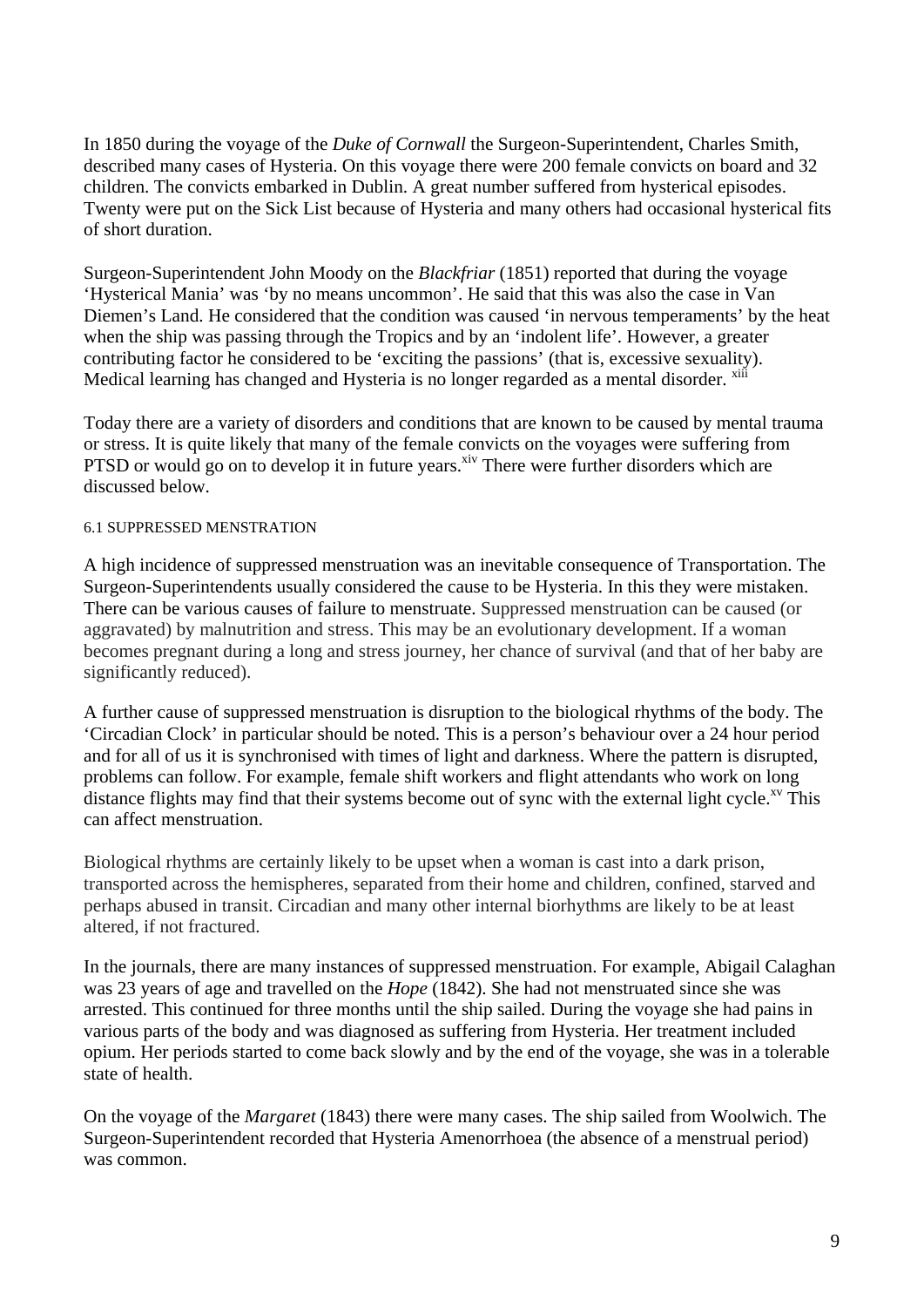In 1850 during the voyage of the *Duke of Cornwall* the Surgeon-Superintendent, Charles Smith, described many cases of Hysteria. On this voyage there were 200 female convicts on board and 32 children. The convicts embarked in Dublin. A great number suffered from hysterical episodes. Twenty were put on the Sick List because of Hysteria and many others had occasional hysterical fits of short duration.

Surgeon-Superintendent John Moody on the *Blackfriar* (1851) reported that during the voyage 'Hysterical Mania' was 'by no means uncommon'. He said that this was also the case in Van Diemen's Land. He considered that the condition was caused 'in nervous temperaments' by the heat when the ship was passing through the Tropics and by an 'indolent life'. However, a greater contributing factor he considered to be 'exciting the passions' (that is, excessive sexuality). Medical learning has changed and Hysteria is no longer regarded as a mental disorder. [xiii]

Today there are a variety of disorders and conditions that are known to be caused by mental trauma or stress. It is quite likely that many of the female convicts on the voyages were suffering from PTSD or would go on to develop it in future years.[xiv] There were further disorders which are discussed below.

### 6.1 SUPPRESSED MENSTRATION

A high incidence of suppressed menstruation was an inevitable consequence of Transportation. The Surgeon-Superintendents usually considered the cause to be Hysteria. In this they were mistaken. There can be various causes of failure to menstruate. Suppressed menstruation can be caused (or aggravated) by malnutrition and stress. This may be an evolutionary development. If a woman becomes pregnant during a long and stress journey, her chance of survival (and that of her baby are significantly reduced).

A further cause of suppressed menstruation is disruption to the biological rhythms of the body. The 'Circadian Clock' in particular should be noted. This is a person's behaviour over a 24 hour period and for all of us it is synchronised with times of light and darkness. Where the pattern is disrupted, problems can follow. For example, female shift workers and flight attendants who work on long distance flights may find that their systems become out of sync with the external light cycle.[xv] This can affect menstruation.

Biological rhythms are certainly likely to be upset when a woman is cast into a dark prison, transported across the hemispheres, separated from their home and children, confined, starved and perhaps abused in transit. Circadian and many other internal biorhythms are likely to be at least altered, if not fractured.

In the journals, there are many instances of suppressed menstruation. For example, Abigail Calaghan was 23 years of age and travelled on the *Hope* (1842). She had not menstruated since she was arrested. This continued for three months until the ship sailed. During the voyage she had pains in various parts of the body and was diagnosed as suffering from Hysteria. Her treatment included opium. Her periods started to come back slowly and by the end of the voyage, she was in a tolerable state of health.

On the voyage of the *Margaret* (1843) there were many cases. The ship sailed from Woolwich. The Surgeon-Superintendent recorded that Hysteria Amenorrhoea (the absence of a menstrual period) was common.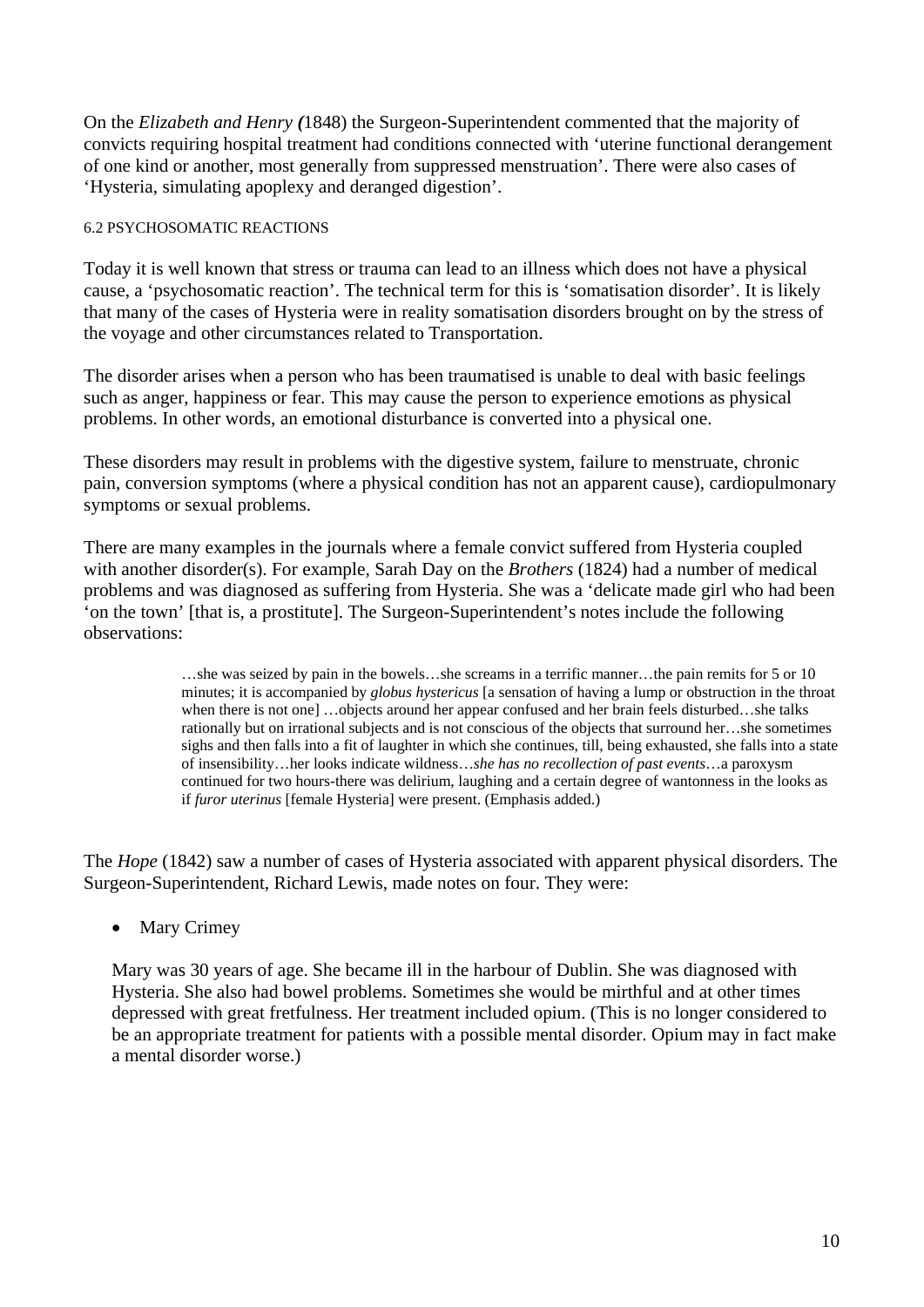On the *Elizabeth and Henry (*1848) the Surgeon-Superintendent commented that the majority of convicts requiring hospital treatment had conditions connected with 'uterine functional derangement of one kind or another, most generally from suppressed menstruation'. There were also cases of 'Hysteria, simulating apoplexy and deranged digestion'.

### 6.2 PSYCHOSOMATIC REACTIONS

Today it is well known that stress or trauma can lead to an illness which does not have a physical cause, a 'psychosomatic reaction'. The technical term for this is 'somatisation disorder'. It is likely that many of the cases of Hysteria were in reality somatisation disorders brought on by the stress of the voyage and other circumstances related to Transportation.

The disorder arises when a person who has been traumatised is unable to deal with basic feelings such as anger, happiness or fear. This may cause the person to experience emotions as physical problems. In other words, an emotional disturbance is converted into a physical one.

These disorders may result in problems with the digestive system, failure to menstruate, chronic pain, conversion symptoms (where a physical condition has not an apparent cause), cardiopulmonary symptoms or sexual problems.

There are many examples in the journals where a female convict suffered from Hysteria coupled with another disorder(s). For example, Sarah Day on the *Brothers* (1824) had a number of medical problems and was diagnosed as suffering from Hysteria. She was a 'delicate made girl who had been 'on the town' [that is, a prostitute]. The Surgeon-Superintendent's notes include the following observations:

> …she was seized by pain in the bowels…she screams in a terrific manner…the pain remits for 5 or 10 minutes; it is accompanied by *globus hystericus* [a sensation of having a lump or obstruction in the throat when there is not one] …objects around her appear confused and her brain feels disturbed…she talks rationally but on irrational subjects and is not conscious of the objects that surround her…she sometimes sighs and then falls into a fit of laughter in which she continues, till, being exhausted, she falls into a state of insensibility…her looks indicate wildness…*she has no recollection of past events*…a paroxysm continued for two hours-there was delirium, laughing and a certain degree of wantonness in the looks as if *furor uterinus* [female Hysteria] were present. (Emphasis added.)

The *Hope* (1842) saw a number of cases of Hysteria associated with apparent physical disorders. The Surgeon-Superintendent, Richard Lewis, made notes on four. They were:

- Mary Crimey

  Mary was 30 years of age. She became ill in the harbour of Dublin. She was diagnosed with Hysteria. She also had bowel problems. Sometimes she would be mirthful and at other times depressed with great fretfulness. Her treatment included opium. (This is no longer considered to be an appropriate treatment for patients with a possible mental disorder. Opium may in fact make a mental disorder worse.)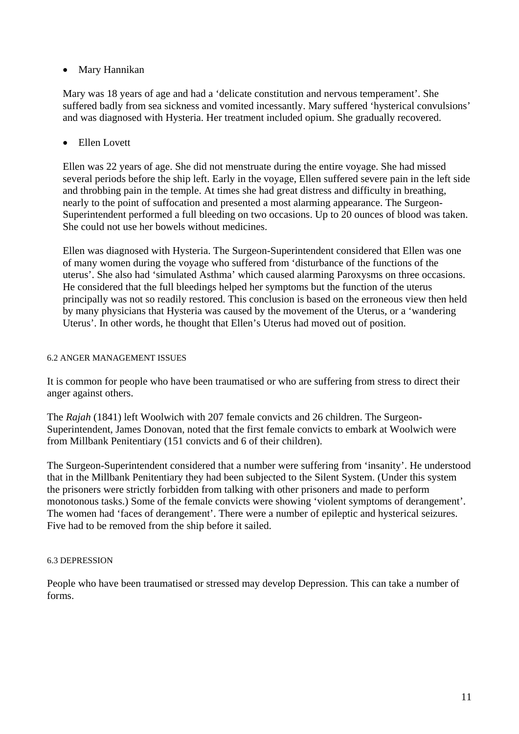- Mary Hannikan

  Mary was 18 years of age and had a 'delicate constitution and nervous temperament'. She suffered badly from sea sickness and vomited incessantly. Mary suffered 'hysterical convulsions' and was diagnosed with Hysteria. Her treatment included opium. She gradually recovered.

- Ellen Lovett

  Ellen was 22 years of age. She did not menstruate during the entire voyage. She had missed several periods before the ship left. Early in the voyage, Ellen suffered severe pain in the left side and throbbing pain in the temple. At times she had great distress and difficulty in breathing, nearly to the point of suffocation and presented a most alarming appearance. The Surgeon-Superintendent performed a full bleeding on two occasions. Up to 20 ounces of blood was taken. She could not use her bowels without medicines.

  Ellen was diagnosed with Hysteria. The Surgeon-Superintendent considered that Ellen was one of many women during the voyage who suffered from 'disturbance of the functions of the uterus'. She also had 'simulated Asthma' which caused alarming Paroxysms on three occasions. He considered that the full bleedings helped her symptoms but the function of the uterus principally was not so readily restored. This conclusion is based on the erroneous view then held by many physicians that Hysteria was caused by the movement of the Uterus, or a 'wandering Uterus'. In other words, he thought that Ellen's Uterus had moved out of position.

### 6.2 ANGER MANAGEMENT ISSUES

It is common for people who have been traumatised or who are suffering from stress to direct their anger against others.

The *Rajah* (1841) left Woolwich with 207 female convicts and 26 children. The Surgeon-Superintendent, James Donovan, noted that the first female convicts to embark at Woolwich were from Millbank Penitentiary (151 convicts and 6 of their children).

The Surgeon-Superintendent considered that a number were suffering from 'insanity'. He understood that in the Millbank Penitentiary they had been subjected to the Silent System. (Under this system the prisoners were strictly forbidden from talking with other prisoners and made to perform monotonous tasks.) Some of the female convicts were showing 'violent symptoms of derangement'. The women had 'faces of derangement'. There were a number of epileptic and hysterical seizures. Five had to be removed from the ship before it sailed.

### 6.3 DEPRESSION

People who have been traumatised or stressed may develop Depression. This can take a number of forms.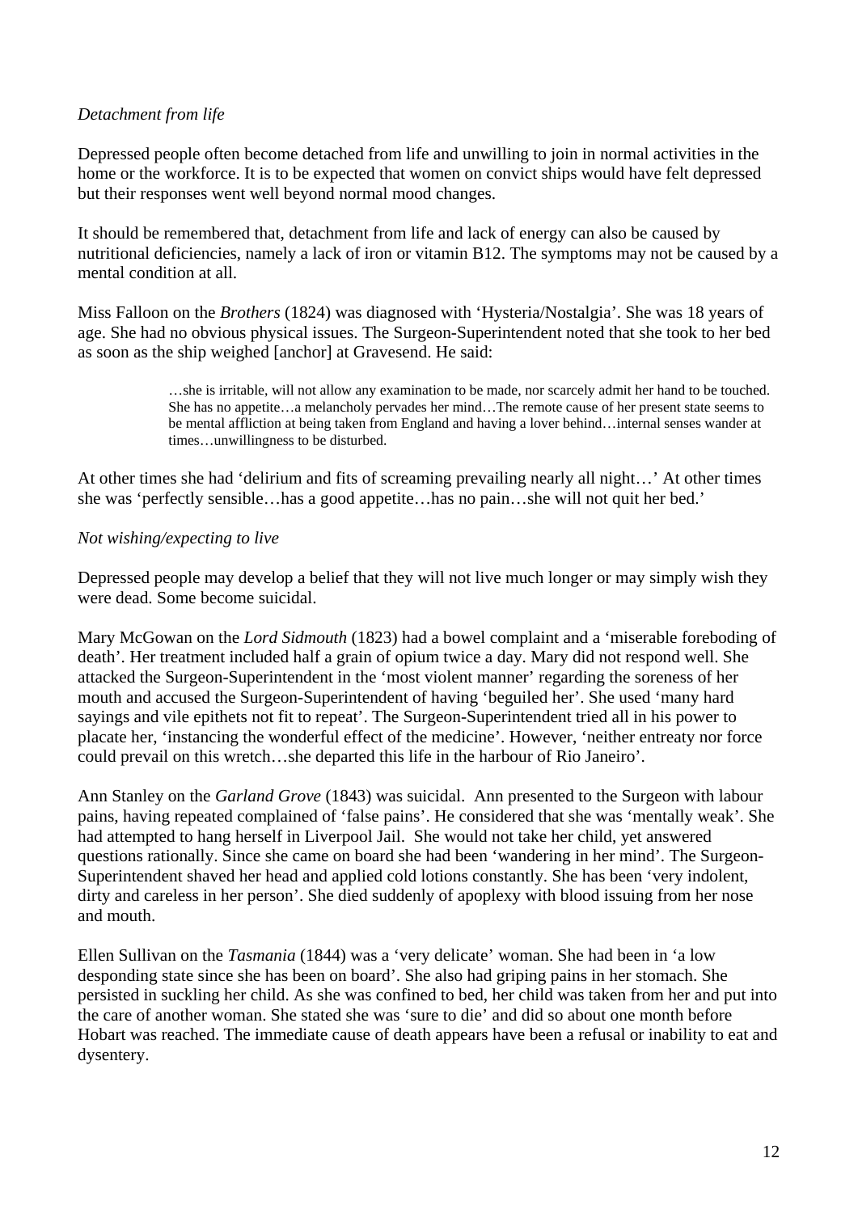*Detachment from life*

Depressed people often become detached from life and unwilling to join in normal activities in the home or the workforce. It is to be expected that women on convict ships would have felt depressed but their responses went well beyond normal mood changes.

It should be remembered that, detachment from life and lack of energy can also be caused by nutritional deficiencies, namely a lack of iron or vitamin B12. The symptoms may not be caused by a mental condition at all.

Miss Falloon on the *Brothers* (1824) was diagnosed with 'Hysteria/Nostalgia'. She was 18 years of age. She had no obvious physical issues. The Surgeon-Superintendent noted that she took to her bed as soon as the ship weighed [anchor] at Gravesend. He said:

> …she is irritable, will not allow any examination to be made, nor scarcely admit her hand to be touched. She has no appetite…a melancholy pervades her mind…The remote cause of her present state seems to be mental affliction at being taken from England and having a lover behind…internal senses wander at times…unwillingness to be disturbed.

At other times she had 'delirium and fits of screaming prevailing nearly all night…' At other times she was 'perfectly sensible…has a good appetite…has no pain…she will not quit her bed.'

*Not wishing/expecting to live*

Depressed people may develop a belief that they will not live much longer or may simply wish they were dead. Some become suicidal.

Mary McGowan on the *Lord Sidmouth* (1823) had a bowel complaint and a 'miserable foreboding of death'. Her treatment included half a grain of opium twice a day. Mary did not respond well. She attacked the Surgeon-Superintendent in the 'most violent manner' regarding the soreness of her mouth and accused the Surgeon-Superintendent of having 'beguiled her'. She used 'many hard sayings and vile epithets not fit to repeat'. The Surgeon-Superintendent tried all in his power to placate her, 'instancing the wonderful effect of the medicine'. However, 'neither entreaty nor force could prevail on this wretch…she departed this life in the harbour of Rio Janeiro'.

Ann Stanley on the *Garland Grove* (1843) was suicidal. Ann presented to the Surgeon with labour pains, having repeated complained of 'false pains'. He considered that she was 'mentally weak'. She had attempted to hang herself in Liverpool Jail. She would not take her child, yet answered questions rationally. Since she came on board she had been 'wandering in her mind'. The Surgeon-Superintendent shaved her head and applied cold lotions constantly. She has been 'very indolent, dirty and careless in her person'. She died suddenly of apoplexy with blood issuing from her nose and mouth.

Ellen Sullivan on the *Tasmania* (1844) was a 'very delicate' woman. She had been in 'a low desponding state since she has been on board'. She also had griping pains in her stomach. She persisted in suckling her child. As she was confined to bed, her child was taken from her and put into the care of another woman. She stated she was 'sure to die' and did so about one month before Hobart was reached. The immediate cause of death appears have been a refusal or inability to eat and dysentery.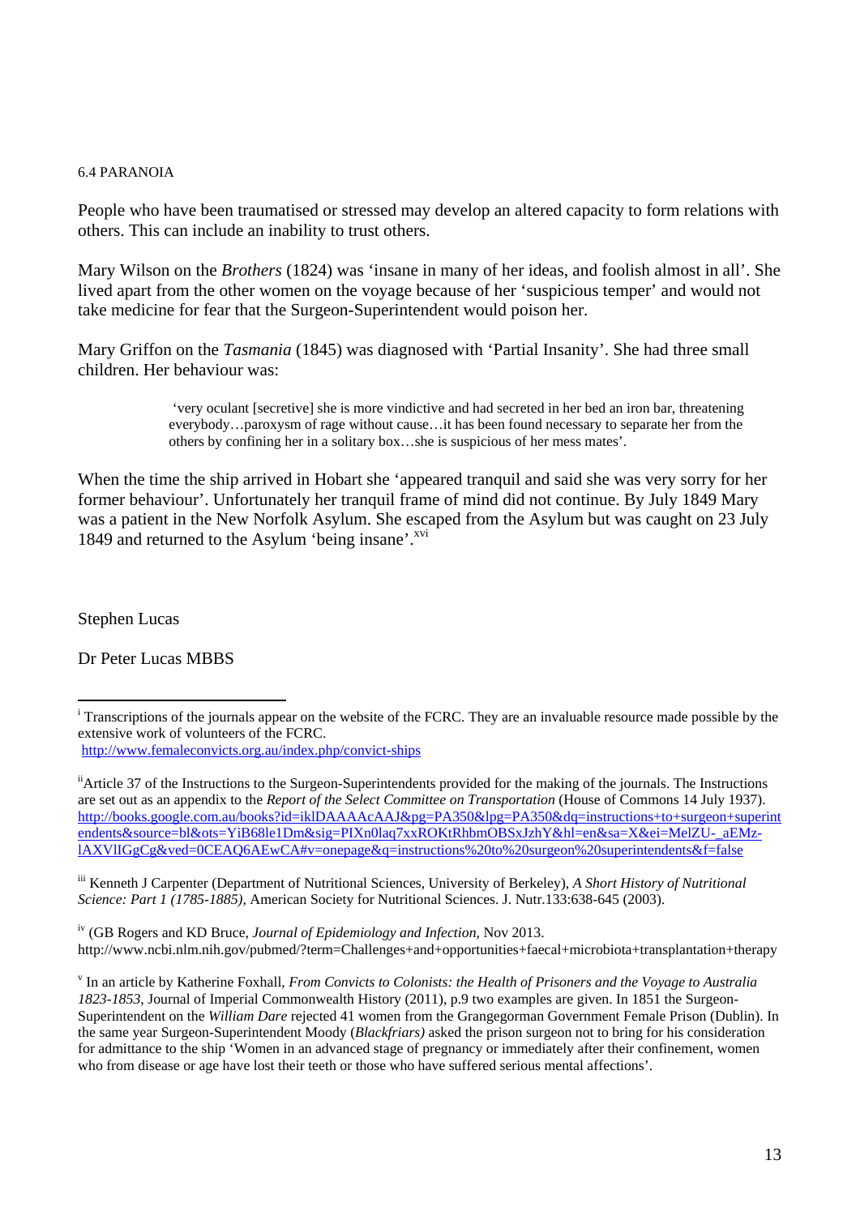### 6.4 PARANOIA

People who have been traumatised or stressed may develop an altered capacity to form relations with others. This can include an inability to trust others.

Mary Wilson on the *Brothers* (1824) was 'insane in many of her ideas, and foolish almost in all'. She lived apart from the other women on the voyage because of her 'suspicious temper' and would not take medicine for fear that the Surgeon-Superintendent would poison her.

Mary Griffon on the *Tasmania* (1845) was diagnosed with 'Partial Insanity'. She had three small children. Her behaviour was:

> 'very oculant [secretive] she is more vindictive and had secreted in her bed an iron bar, threatening everybody…paroxysm of rage without cause…it has been found necessary to separate her from the others by confining her in a solitary box…she is suspicious of her mess mates'.

When the time the ship arrived in Hobart she 'appeared tranquil and said she was very sorry for her former behaviour'. Unfortunately her tranquil frame of mind did not continue. By July 1849 Mary was a patient in the New Norfolk Asylum. She escaped from the Asylum but was caught on 23 July 1849 and returned to the Asylum 'being insane'.[xvi]

Stephen Lucas

Dr Peter Lucas MBBS

---

[i] Transcriptions of the journals appear on the website of the FCRC. They are an invaluable resource made possible by the extensive work of volunteers of the FCRC.
http://www.femaleconvicts.org.au/index.php/convict-ships

[ii] Article 37 of the Instructions to the Surgeon-Superintendents provided for the making of the journals. The Instructions are set out as an appendix to the *Report of the Select Committee on Transportation* (House of Commons 14 July 1937). http://books.google.com.au/books?id=iklDAAAAcAAJ&pg=PA350&lpg=PA350&dq=instructions+to+surgeon+superintendents&source=bl&ots=YiB68le1Dm&sig=PIXn0laq7xxROKtRhbmOBSxJzhY&hl=en&sa=X&ei=MelZU-_aEMz-lAXVlIGgCg&ved=0CEAQ6AEwCA#v=onepage&q=instructions%20to%20surgeon%20superintendents&f=false

[iii] Kenneth J Carpenter (Department of Nutritional Sciences, University of Berkeley), *A Short History of Nutritional Science: Part 1 (1785-1885)*, American Society for Nutritional Sciences. J. Nutr.133:638-645 (2003).

[iv] (GB Rogers and KD Bruce, *Journal of Epidemiology and Infection,* Nov 2013.
http://www.ncbi.nlm.nih.gov/pubmed/?term=Challenges+and+opportunities+faecal+microbiota+transplantation+therapy

[v] In an article by Katherine Foxhall, *From Convicts to Colonists: the Health of Prisoners and the Voyage to Australia 1823-1853*, Journal of Imperial Commonwealth History (2011), p.9 two examples are given. In 1851 the Surgeon-Superintendent on the *William Dare* rejected 41 women from the Grangegorman Government Female Prison (Dublin). In the same year Surgeon-Superintendent Moody (*Blackfriars)* asked the prison surgeon not to bring for his consideration for admittance to the ship 'Women in an advanced stage of pregnancy or immediately after their confinement, women who from disease or age have lost their teeth or those who have suffered serious mental affections'.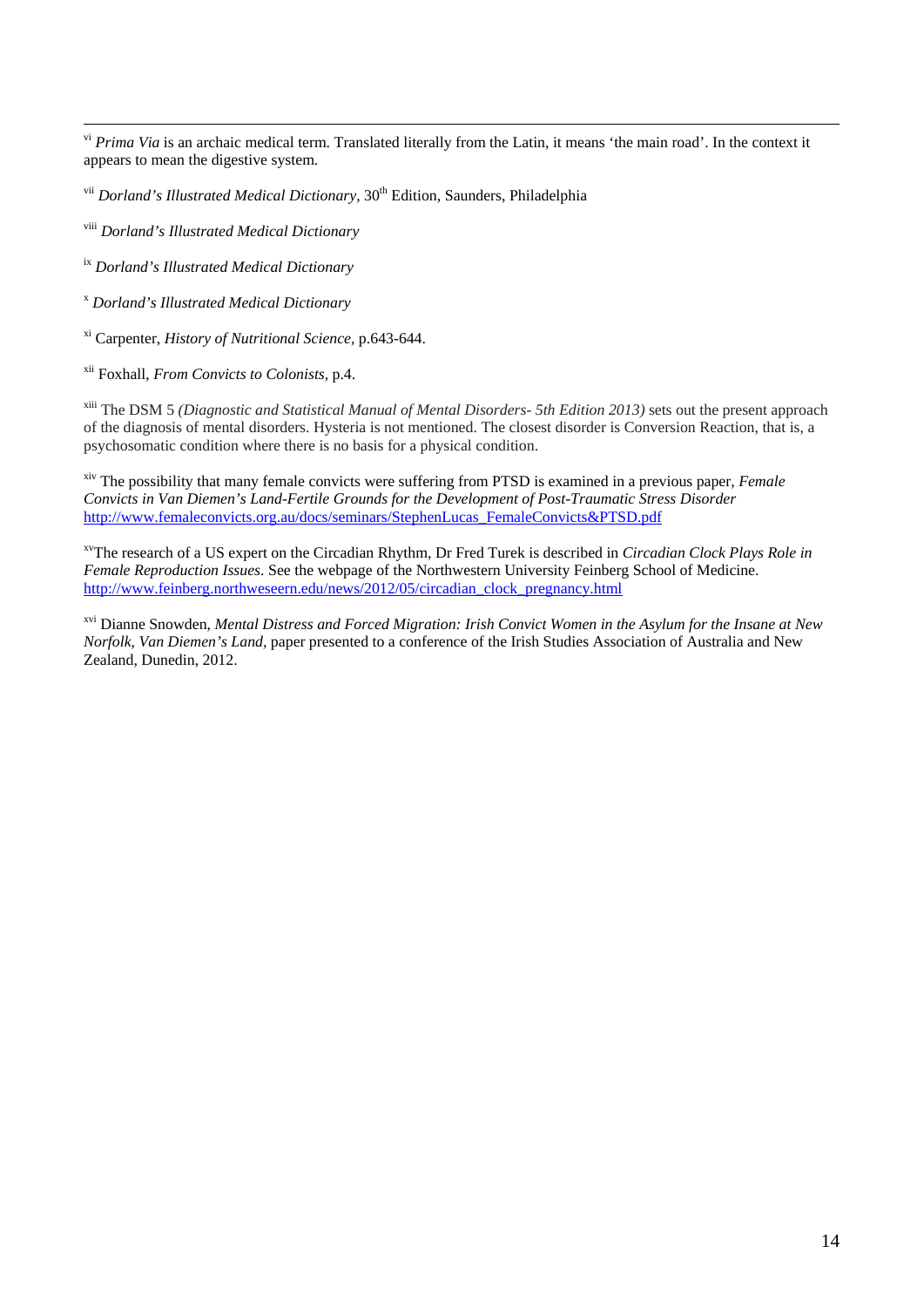[vi] *Prima Via* is an archaic medical term. Translated literally from the Latin, it means 'the main road'. In the context it appears to mean the digestive system.

[vii] *Dorland's Illustrated Medical Dictionary*, 30th Edition, Saunders, Philadelphia

[viii] *Dorland's Illustrated Medical Dictionary*

[ix] *Dorland's Illustrated Medical Dictionary*

[x] *Dorland's Illustrated Medical Dictionary*

[xi] Carpenter, *History of Nutritional Science*, p.643-644.

[xii] Foxhall, *From Convicts to Colonists*, p.4.

[xiii] The DSM 5 *(Diagnostic and Statistical Manual of Mental Disorders- 5th Edition 2013)* sets out the present approach of the diagnosis of mental disorders. Hysteria is not mentioned. The closest disorder is Conversion Reaction, that is, a psychosomatic condition where there is no basis for a physical condition.

[xiv] The possibility that many female convicts were suffering from PTSD is examined in a previous paper, *Female Convicts in Van Diemen's Land-Fertile Grounds for the Development of Post-Traumatic Stress Disorder* http://www.femaleconvicts.org.au/docs/seminars/StephenLucas_FemaleConvicts&PTSD.pdf

[xv] The research of a US expert on the Circadian Rhythm, Dr Fred Turek is described in *Circadian Clock Plays Role in Female Reproduction Issues*. See the webpage of the Northwestern University Feinberg School of Medicine. http://www.feinberg.northweseern.edu/news/2012/05/circadian_clock_pregnancy.html

[xvi] Dianne Snowden, *Mental Distress and Forced Migration: Irish Convict Women in the Asylum for the Insane at New Norfolk, Van Diemen's Land*, paper presented to a conference of the Irish Studies Association of Australia and New Zealand, Dunedin, 2012.